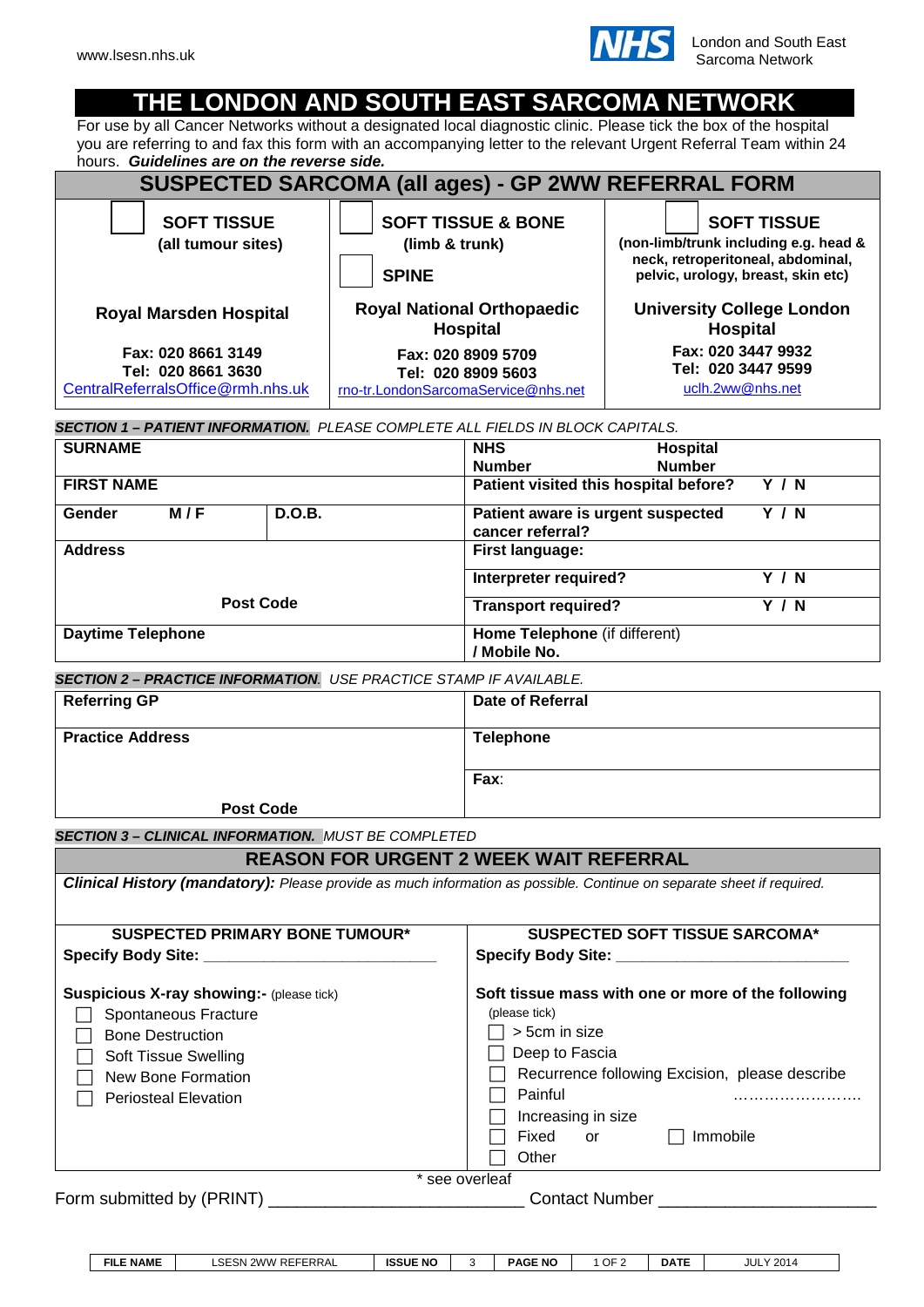www.lsesn.nhs.uk

London and South East Sarcoma Network

# THE LONDON AND SOUTH EAST SARCOMA NETWORK

For use by all Cancer Networks without a designated local diagnostic clinic. Please tick the box of the hospital you are referring to and fax this form with an accompanying letter to the relevant Urgent Referral Team within 24 hours. ***Guidelines are on the reverse side.***

## SUSPECTED SARCOMA (all ages) - GP 2WW REFERRAL FORM

| ☐ **SOFT TISSUE** (all tumour sites) | ☐ **SOFT TISSUE & BONE** (limb & trunk) ☐ **SPINE** | ☐ **SOFT TISSUE** (non-limb/trunk including e.g. head & neck, retroperitoneal, abdominal, pelvic, urology, breast, skin etc) |
|---|---|---|
| **Royal Marsden Hospital** | **Royal National Orthopaedic Hospital** | **University College London Hospital** |
| **Fax: 020 8661 3149** **Tel: 020 8661 3630** CentralReferralsOffice@rmh.nhs.uk | **Fax: 020 8909 5709** **Tel: 020 8909 5603** rno-tr.LondonSarcomaService@nhs.net | **Fax: 020 3447 9932** **Tel: 020 3447 9599** uclh.2ww@nhs.net |

***SECTION 1 – PATIENT INFORMATION.*** *PLEASE COMPLETE ALL FIELDS IN BLOCK CAPITALS.*

| | | | |
|---|---|---|---|
| **SURNAME** | | **NHS Number** | **Hospital Number** |
| **FIRST NAME** | | **Patient visited this hospital before?** | **Y / N** |
| **Gender M / F** | **D.O.B.** | **Patient aware is urgent suspected cancer referral?** | **Y / N** |
| **Address** | | **First language:** | |
| | | **Interpreter required?** | **Y / N** |
| **Post Code** | | **Transport required?** | **Y / N** |
| **Daytime Telephone** | | **Home Telephone** (if different) **/ Mobile No.** | |

***SECTION 2 – PRACTICE INFORMATION***. *USE PRACTICE STAMP IF AVAILABLE.*

| | |
|---|---|
| **Referring GP** | **Date of Referral** |
| **Practice Address** | **Telephone** |
| | **Fax**: |
| **Post Code** | |

***SECTION 3 – CLINICAL INFORMATION.*** *MUST BE COMPLETED*

### REASON FOR URGENT 2 WEEK WAIT REFERRAL

***Clinical History (mandatory):*** *Please provide as much information as possible. Continue on separate sheet if required.*

**SUSPECTED PRIMARY BONE TUMOUR***

**Specify Body Site:** ___________________________

**Suspicious X-ray showing:-** (please tick)

- ☐ Spontaneous Fracture
- ☐ Bone Destruction
- ☐ Soft Tissue Swelling
- ☐ New Bone Formation
- ☐ Periosteal Elevation

**SUSPECTED SOFT TISSUE SARCOMA***

**Specify Body Site:** ___________________________

**Soft tissue mass with one or more of the following** (please tick)

- ☐ > 5cm in size
- ☐ Deep to Fascia
- ☐ Recurrence following Excision, please describe ……………………..
- ☐ Painful
- ☐ Increasing in size
- ☐ Fixed or ☐ Immobile
- ☐ Other

\* see overleaf

Form submitted by (PRINT) ___________________________ Contact Number ______________________

| FILE NAME | LSESN 2WW REFERRAL | ISSUE NO | 3 | PAGE NO | 1 OF 2 | DATE | JULY 2014 |
|---|---|---|---|---|---|---|---|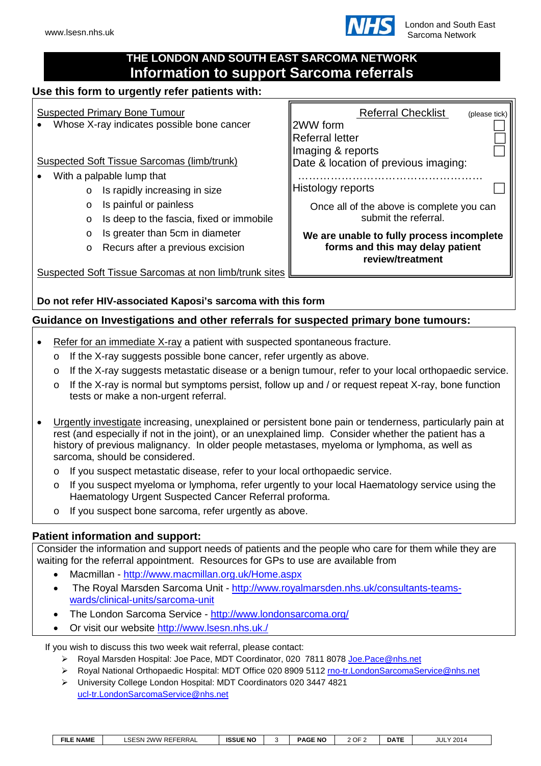www.lsesn.nhs.uk

London and South East Sarcoma Network

# THE LONDON AND SOUTH EAST SARCOMA NETWORK
# Information to support Sarcoma referrals

## Use this form to urgently refer patients with:

Suspected Primary Bone Tumour

- Whose X-ray indicates possible bone cancer

Suspected Soft Tissue Sarcomas (limb/trunk)

- With a palpable lump that
  - Is rapidly increasing in size
  - Is painful or painless
  - Is deep to the fascia, fixed or immobile
  - Is greater than 5cm in diameter
  - Recurs after a previous excision

Suspected Soft Tissue Sarcomas at non limb/trunk sites

**Referral Checklist** (please tick)

- 2WW form ☐
- Referral letter ☐
- Imaging & reports ☐
- Date & location of previous imaging:

……………………………………………

- Histology reports ☐

Once all of the above is complete you can submit the referral.

**We are unable to fully process incomplete forms and this may delay patient review/treatment**

**Do not refer HIV-associated Kaposi's sarcoma with this form**

## Guidance on Investigations and other referrals for suspected primary bone tumours:

- Refer for an immediate X-ray a patient with suspected spontaneous fracture.
  - If the X-ray suggests possible bone cancer, refer urgently as above.
  - If the X-ray suggests metastatic disease or a benign tumour, refer to your local orthopaedic service.
  - If the X-ray is normal but symptoms persist, follow up and / or request repeat X-ray, bone function tests or make a non-urgent referral.
- Urgently investigate increasing, unexplained or persistent bone pain or tenderness, particularly pain at rest (and especially if not in the joint), or an unexplained limp. Consider whether the patient has a history of previous malignancy. In older people metastases, myeloma or lymphoma, as well as sarcoma, should be considered.
  - If you suspect metastatic disease, refer to your local orthopaedic service.
  - If you suspect myeloma or lymphoma, refer urgently to your local Haematology service using the Haematology Urgent Suspected Cancer Referral proforma.
  - If you suspect bone sarcoma, refer urgently as above.

## Patient information and support:

Consider the information and support needs of patients and the people who care for them while they are waiting for the referral appointment. Resources for GPs to use are available from

- Macmillan - http://www.macmillan.org.uk/Home.aspx
- The Royal Marsden Sarcoma Unit - http://www.royalmarsden.nhs.uk/consultants-teams-wards/clinical-units/sarcoma-unit
- The London Sarcoma Service - http://www.londonsarcoma.org/
- Or visit our website http://www.lsesn.nhs.uk./

If you wish to discuss this two week wait referral, please contact:

- Royal Marsden Hospital: Joe Pace, MDT Coordinator, 020 7811 8078 Joe.Pace@nhs.net
- Royal National Orthopaedic Hospital: MDT Office 020 8909 5112 rno-tr.LondonSarcomaService@nhs.net
- University College London Hospital: MDT Coordinators 020 3447 4821 ucl-tr.LondonSarcomaService@nhs.net

| FILE NAME | LSESN 2WW REFERRAL | ISSUE NO | 3 | PAGE NO | 2 OF 2 | DATE | JULY 2014 |
|---|---|---|---|---|---|---|---|